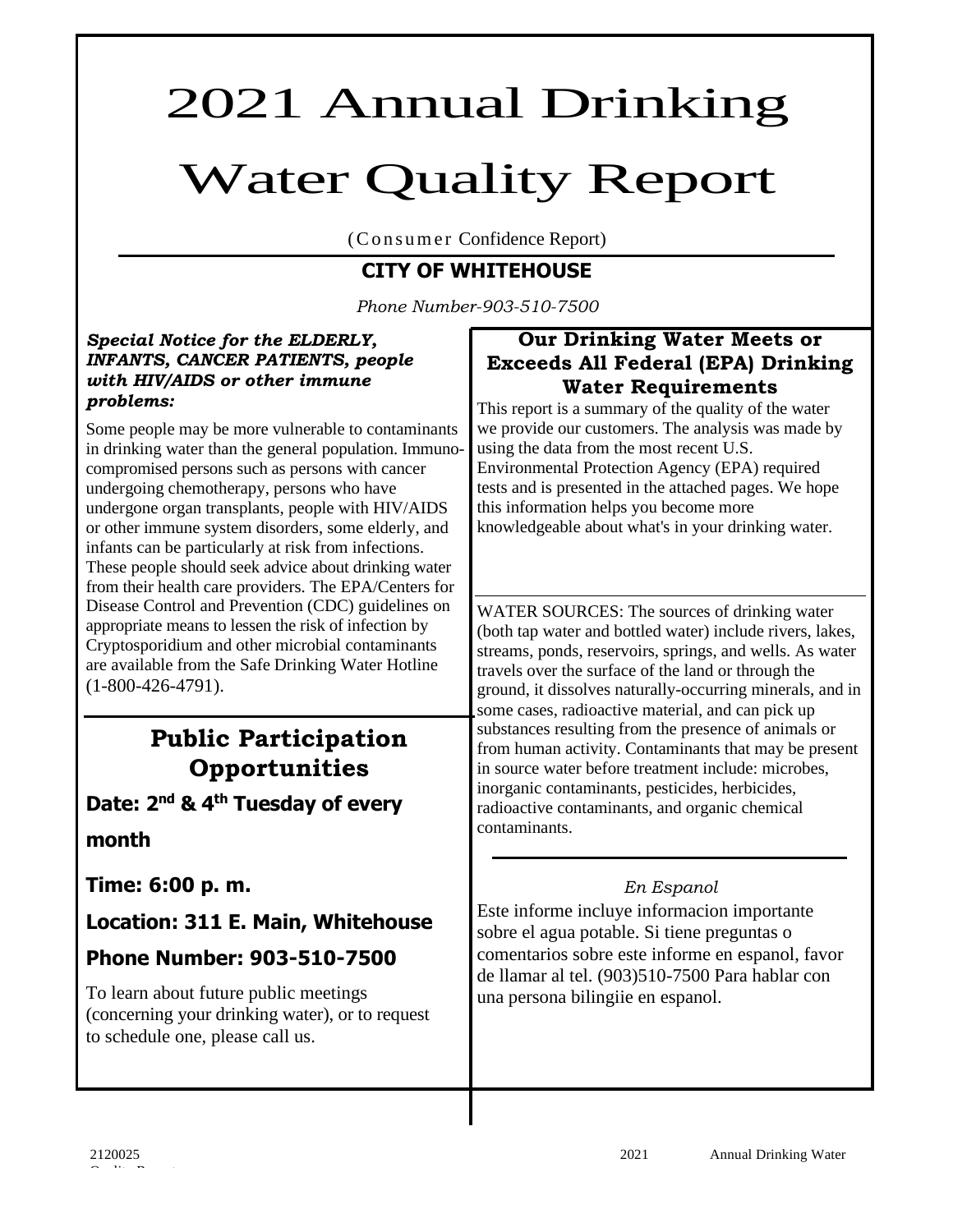# 2021 Annual Drinking Water Quality Report

(Consumer Confidence Report)

## CITY OF WHITEHOUSE

*Phone Number-903-510-7500*

***Special Notice for the ELDERLY, INFANTS, CANCER PATIENTS, people with HIV/AIDS or other immune problems:***

Some people may be more vulnerable to contaminants in drinking water than the general population. Immuno-compromised persons such as persons with cancer undergoing chemotherapy, persons who have undergone organ transplants, people with HIV/AIDS or other immune system disorders, some elderly, and infants can be particularly at risk from infections. These people should seek advice about drinking water from their health care providers. The EPA/Centers for Disease Control and Prevention (CDC) guidelines on appropriate means to lessen the risk of infection by Cryptosporidium and other microbial contaminants are available from the Safe Drinking Water Hotline (1-800-426-4791).

## Public Participation Opportunities

**Date: 2nd & 4th Tuesday of every month**

**Time: 6:00 p. m.**

**Location: 311 E. Main, Whitehouse**

**Phone Number: 903-510-7500**

To learn about future public meetings (concerning your drinking water), or to request to schedule one, please call us.

## Our Drinking Water Meets or Exceeds All Federal (EPA) Drinking Water Requirements

This report is a summary of the quality of the water we provide our customers. The analysis was made by using the data from the most recent U.S. Environmental Protection Agency (EPA) required tests and is presented in the attached pages. We hope this information helps you become more knowledgeable about what's in your drinking water.

WATER SOURCES: The sources of drinking water (both tap water and bottled water) include rivers, lakes, streams, ponds, reservoirs, springs, and wells. As water travels over the surface of the land or through the ground, it dissolves naturally-occurring minerals, and in some cases, radioactive material, and can pick up substances resulting from the presence of animals or from human activity. Contaminants that may be present in source water before treatment include: microbes, inorganic contaminants, pesticides, herbicides, radioactive contaminants, and organic chemical contaminants.

*En Espanol*

Este informe incluye informacion importante sobre el agua potable. Si tiene preguntas o comentarios sobre este informe en espanol, favor de llamar al tel. (903)510-7500 Para hablar con una persona bilingiie en espanol.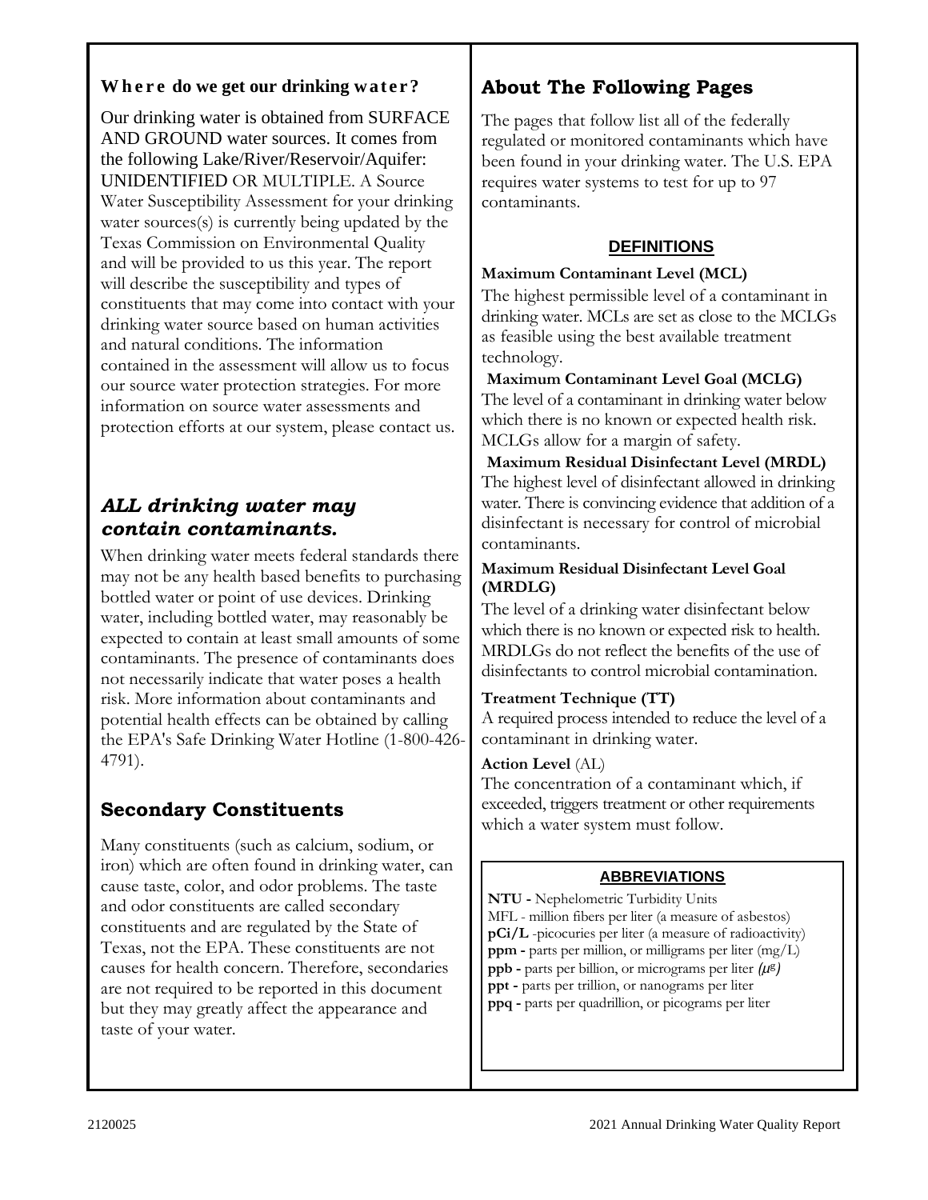## Where do we get our drinking water?

Our drinking water is obtained from SURFACE AND GROUND water sources. It comes from the following Lake/River/Reservoir/Aquifer: UNIDENTIFIED OR MULTIPLE. A Source Water Susceptibility Assessment for your drinking water sources(s) is currently being updated by the Texas Commission on Environmental Quality and will be provided to us this year. The report will describe the susceptibility and types of constituents that may come into contact with your drinking water source based on human activities and natural conditions. The information contained in the assessment will allow us to focus our source water protection strategies. For more information on source water assessments and protection efforts at our system, please contact us.

## *ALL drinking water may contain contaminants.*

When drinking water meets federal standards there may not be any health based benefits to purchasing bottled water or point of use devices. Drinking water, including bottled water, may reasonably be expected to contain at least small amounts of some contaminants. The presence of contaminants does not necessarily indicate that water poses a health risk. More information about contaminants and potential health effects can be obtained by calling the EPA's Safe Drinking Water Hotline (1-800-426-4791).

## Secondary Constituents

Many constituents (such as calcium, sodium, or iron) which are often found in drinking water, can cause taste, color, and odor problems. The taste and odor constituents are called secondary constituents and are regulated by the State of Texas, not the EPA. These constituents are not causes for health concern. Therefore, secondaries are not required to be reported in this document but they may greatly affect the appearance and taste of your water.

## About The Following Pages

The pages that follow list all of the federally regulated or monitored contaminants which have been found in your drinking water. The U.S. EPA requires water systems to test for up to 97 contaminants.

### DEFINITIONS

**Maximum Contaminant Level (MCL)**
The highest permissible level of a contaminant in drinking water. MCLs are set as close to the MCLGs as feasible using the best available treatment technology.

**Maximum Contaminant Level Goal (MCLG)**
The level of a contaminant in drinking water below which there is no known or expected health risk. MCLGs allow for a margin of safety.

**Maximum Residual Disinfectant Level (MRDL)**
The highest level of disinfectant allowed in drinking water. There is convincing evidence that addition of a disinfectant is necessary for control of microbial contaminants.

**Maximum Residual Disinfectant Level Goal (MRDLG)**
The level of a drinking water disinfectant below which there is no known or expected risk to health. MRDLGs do not reflect the benefits of the use of disinfectants to control microbial contamination.

**Treatment Technique (TT)**
A required process intended to reduce the level of a contaminant in drinking water.

**Action Level** (AL)
The concentration of a contaminant which, if exceeded, triggers treatment or other requirements which a water system must follow.

### ABBREVIATIONS

**NTU -** Nephelometric Turbidity Units
MFL - million fibers per liter (a measure of asbestos)
**pCi/L** -picocuries per liter (a measure of radioactivity)
**ppm -** parts per million, or milligrams per liter (mg/L)
**ppb -** parts per billion, or micrograms per liter *(µg)*
**ppt -** parts per trillion, or nanograms per liter
**ppq -** parts per quadrillion, or picograms per liter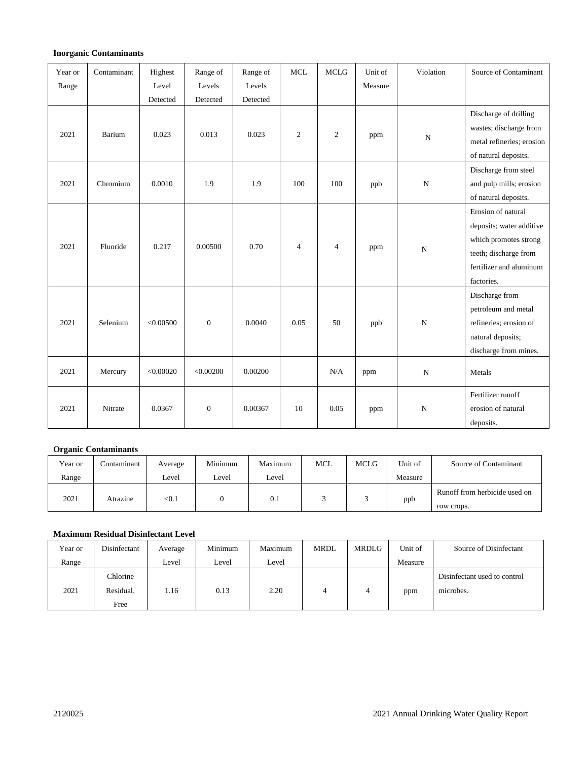**Inorganic Contaminants**

| Year or Range | Contaminant | Highest Level Detected | Range of Levels Detected | Range of Levels Detected | MCL | MCLG | Unit of Measure | Violation | Source of Contaminant |
|---|---|---|---|---|---|---|---|---|---|
| 2021 | Barium | 0.023 | 0.013 | 0.023 | 2 | 2 | ppm | N | Discharge of drilling wastes; discharge from metal refineries; erosion of natural deposits. |
| 2021 | Chromium | 0.0010 | 1.9 | 1.9 | 100 | 100 | ppb | N | Discharge from steel and pulp mills; erosion of natural deposits. |
| 2021 | Fluoride | 0.217 | 0.00500 | 0.70 | 4 | 4 | ppm | N | Erosion of natural deposits; water additive which promotes strong teeth; discharge from fertilizer and aluminum factories. |
| 2021 | Selenium | <0.00500 | 0 | 0.0040 | 0.05 | 50 | ppb | N | Discharge from petroleum and metal refineries; erosion of natural deposits; discharge from mines. |
| 2021 | Mercury | <0.00020 | <0.00200 | 0.00200 | | N/A | ppm | N | Metals |
| 2021 | Nitrate | 0.0367 | 0 | 0.00367 | 10 | 0.05 | ppm | N | Fertilizer runoff erosion of natural deposits. |

**Organic Contaminants**

| Year or Range | Contaminant | Average Level | Minimum Level | Maximum Level | MCL | MCLG | Unit of Measure | Source of Contaminant |
|---|---|---|---|---|---|---|---|---|
| 2021 | Atrazine | <0.1 | 0 | 0.1 | 3 | 3 | ppb | Runoff from herbicide used on row crops. |

**Maximum Residual Disinfectant Level**

| Year or Range | Disinfectant | Average Level | Minimum Level | Maximum Level | MRDL | MRDLG | Unit of Measure | Source of Disinfectant |
|---|---|---|---|---|---|---|---|---|
| 2021 | Chlorine Residual, Free | 1.16 | 0.13 | 2.20 | 4 | 4 | ppm | Disinfectant used to control microbes. |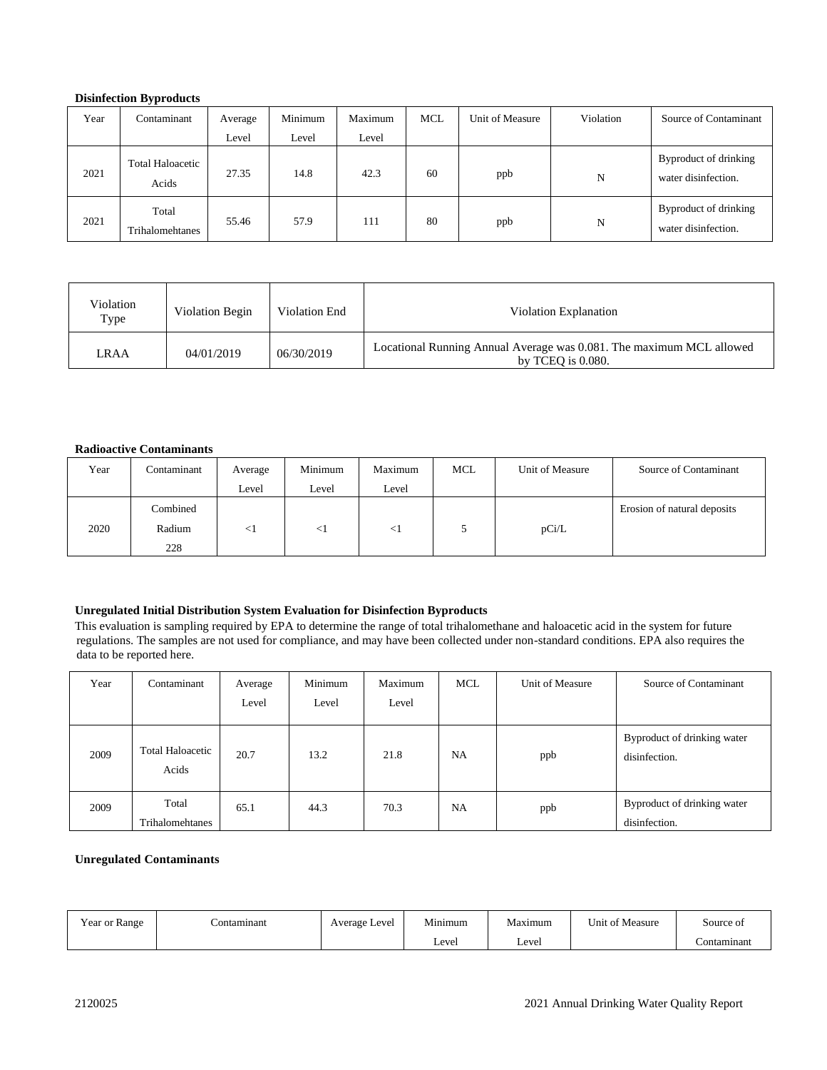**Disinfection Byproducts**

| Year | Contaminant | Average Level | Minimum Level | Maximum Level | MCL | Unit of Measure | Violation | Source of Contaminant |
|---|---|---|---|---|---|---|---|---|
| 2021 | Total Haloacetic Acids | 27.35 | 14.8 | 42.3 | 60 | ppb | N | Byproduct of drinking water disinfection. |
| 2021 | Total Trihalomehtanes | 55.46 | 57.9 | 111 | 80 | ppb | N | Byproduct of drinking water disinfection. |

| Violation Type | Violation Begin | Violation End | Violation Explanation |
|---|---|---|---|
| LRAA | 04/01/2019 | 06/30/2019 | Locational Running Annual Average was 0.081. The maximum MCL allowed by TCEQ is 0.080. |

**Radioactive Contaminants**

| Year | Contaminant | Average Level | Minimum Level | Maximum Level | MCL | Unit of Measure | Source of Contaminant |
|---|---|---|---|---|---|---|---|
| 2020 | Combined Radium 228 | <1 | <1 | <1 | 5 | pCi/L | Erosion of natural deposits |

**Unregulated Initial Distribution System Evaluation for Disinfection Byproducts**

This evaluation is sampling required by EPA to determine the range of total trihalomethane and haloacetic acid in the system for future regulations. The samples are not used for compliance, and may have been collected under non-standard conditions. EPA also requires the data to be reported here.

| Year | Contaminant | Average Level | Minimum Level | Maximum Level | MCL | Unit of Measure | Source of Contaminant |
|---|---|---|---|---|---|---|---|
| 2009 | Total Haloacetic Acids | 20.7 | 13.2 | 21.8 | NA | ppb | Byproduct of drinking water disinfection. |
| 2009 | Total Trihalomehtanes | 65.1 | 44.3 | 70.3 | NA | ppb | Byproduct of drinking water disinfection. |

**Unregulated Contaminants**

| Year or Range | Contaminant | Average Level | Minimum Level | Maximum Level | Unit of Measure | Source of Contaminant |
|---|---|---|---|---|---|---|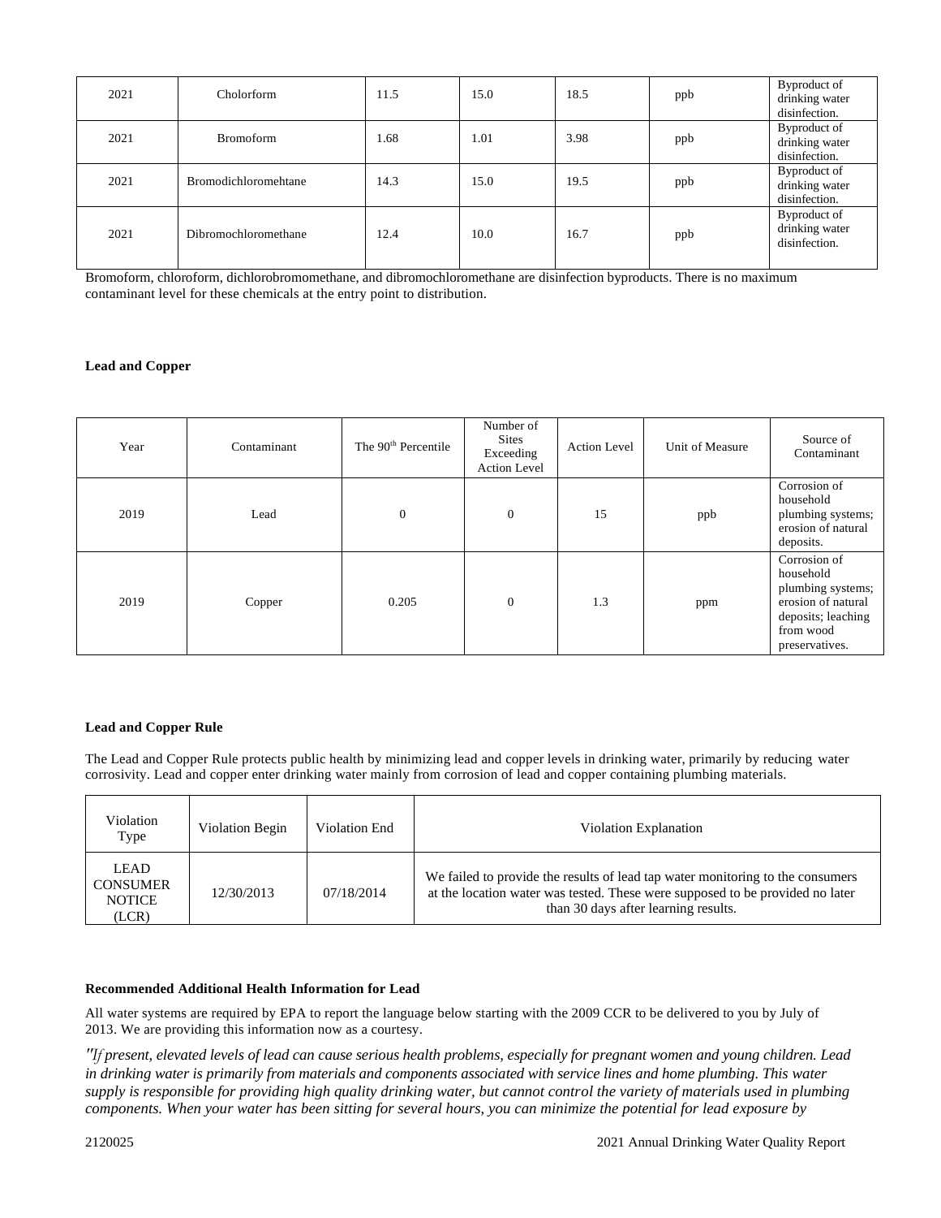| 2021 | Cholorform | 11.5 | 15.0 | 18.5 | ppb | Byproduct of drinking water disinfection. |
|---|---|---|---|---|---|---|
| 2021 | Bromoform | 1.68 | 1.01 | 3.98 | ppb | Byproduct of drinking water disinfection. |
| 2021 | Bromodichloromehtane | 14.3 | 15.0 | 19.5 | ppb | Byproduct of drinking water disinfection. |
| 2021 | Dibromochloromethane | 12.4 | 10.0 | 16.7 | ppb | Byproduct of drinking water disinfection. |

Bromoform, chloroform, dichlorobromomethane, and dibromochloromethane are disinfection byproducts. There is no maximum contaminant level for these chemicals at the entry point to distribution.

**Lead and Copper**

| Year | Contaminant | The 90th Percentile | Number of Sites Exceeding Action Level | Action Level | Unit of Measure | Source of Contaminant |
|---|---|---|---|---|---|---|
| 2019 | Lead | 0 | 0 | 15 | ppb | Corrosion of household plumbing systems; erosion of natural deposits. |
| 2019 | Copper | 0.205 | 0 | 1.3 | ppm | Corrosion of household plumbing systems; erosion of natural deposits; leaching from wood preservatives. |

**Lead and Copper Rule**

The Lead and Copper Rule protects public health by minimizing lead and copper levels in drinking water, primarily by reducing water corrosivity. Lead and copper enter drinking water mainly from corrosion of lead and copper containing plumbing materials.

| Violation Type | Violation Begin | Violation End | Violation Explanation |
|---|---|---|---|
| LEAD CONSUMER NOTICE (LCR) | 12/30/2013 | 07/18/2014 | We failed to provide the results of lead tap water monitoring to the consumers at the location water was tested. These were supposed to be provided no later than 30 days after learning results. |

**Recommended Additional Health Information for Lead**

All water systems are required by EPA to report the language below starting with the 2009 CCR to be delivered to you by July of 2013. We are providing this information now as a courtesy.

*"If present, elevated levels of lead can cause serious health problems, especially for pregnant women and young children. Lead in drinking water is primarily from materials and components associated with service lines and home plumbing. This water supply is responsible for providing high quality drinking water, but cannot control the variety of materials used in plumbing components. When your water has been sitting for several hours, you can minimize the potential for lead exposure by*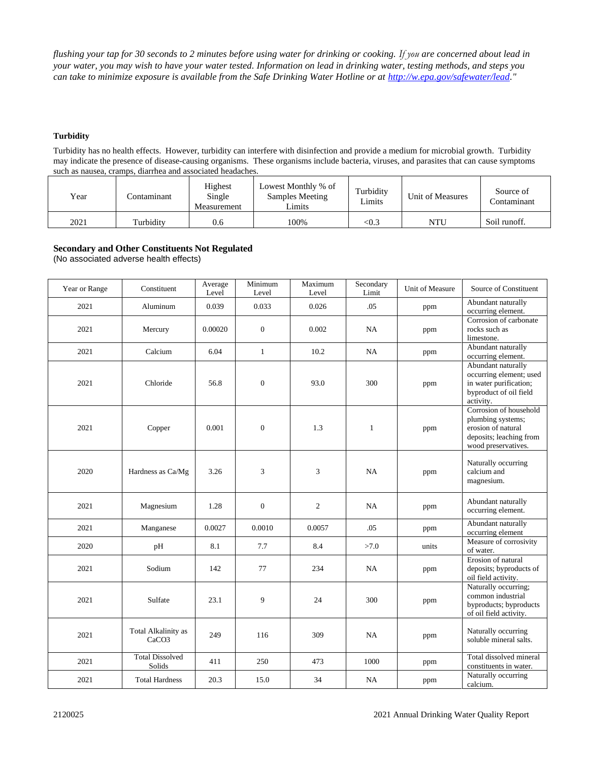*flushing your tap for 30 seconds to 2 minutes before using water for drinking or cooking. If you are concerned about lead in your water, you may wish to have your water tested. Information on lead in drinking water, testing methods, and steps you can take to minimize exposure is available from the Safe Drinking Water Hotline or at [http://w.epa.gov/safewater/lead](http://w.epa.gov/safewater/lead)."*

**Turbidity**

Turbidity has no health effects. However, turbidity can interfere with disinfection and provide a medium for microbial growth. Turbidity may indicate the presence of disease-causing organisms. These organisms include bacteria, viruses, and parasites that can cause symptoms such as nausea, cramps, diarrhea and associated headaches.

| Year | Contaminant | Highest Single Measurement | Lowest Monthly % of Samples Meeting Limits | Turbidity Limits | Unit of Measures | Source of Contaminant |
|---|---|---|---|---|---|---|
| 2021 | Turbidity | 0.6 | 100% | <0.3 | NTU | Soil runoff. |

**Secondary and Other Constituents Not Regulated**
(No associated adverse health effects)

| Year or Range | Constituent | Average Level | Minimum Level | Maximum Level | Secondary Limit | Unit of Measure | Source of Constituent |
|---|---|---|---|---|---|---|---|
| 2021 | Aluminum | 0.039 | 0.033 | 0.026 | .05 | ppm | Abundant naturally occurring element. |
| 2021 | Mercury | 0.00020 | 0 | 0.002 | NA | ppm | Corrosion of carbonate rocks such as limestone. |
| 2021 | Calcium | 6.04 | 1 | 10.2 | NA | ppm | Abundant naturally occurring element. |
| 2021 | Chloride | 56.8 | 0 | 93.0 | 300 | ppm | Abundant naturally occurring element; used in water purification; byproduct of oil field activity. |
| 2021 | Copper | 0.001 | 0 | 1.3 | 1 | ppm | Corrosion of household plumbing systems; erosion of natural deposits; leaching from wood preservatives. |
| 2020 | Hardness as Ca/Mg | 3.26 | 3 | 3 | NA | ppm | Naturally occurring calcium and magnesium. |
| 2021 | Magnesium | 1.28 | 0 | 2 | NA | ppm | Abundant naturally occurring element. |
| 2021 | Manganese | 0.0027 | 0.0010 | 0.0057 | .05 | ppm | Abundant naturally occurring element |
| 2020 | pH | 8.1 | 7.7 | 8.4 | >7.0 | units | Measure of corrosivity of water. |
| 2021 | Sodium | 142 | 77 | 234 | NA | ppm | Erosion of natural deposits; byproducts of oil field activity. |
| 2021 | Sulfate | 23.1 | 9 | 24 | 300 | ppm | Naturally occurring; common industrial byproducts; byproducts of oil field activity. |
| 2021 | Total Alkalinity as CaCO3 | 249 | 116 | 309 | NA | ppm | Naturally occurring soluble mineral salts. |
| 2021 | Total Dissolved Solids | 411 | 250 | 473 | 1000 | ppm | Total dissolved mineral constituents in water. |
| 2021 | Total Hardness | 20.3 | 15.0 | 34 | NA | ppm | Naturally occurring calcium. |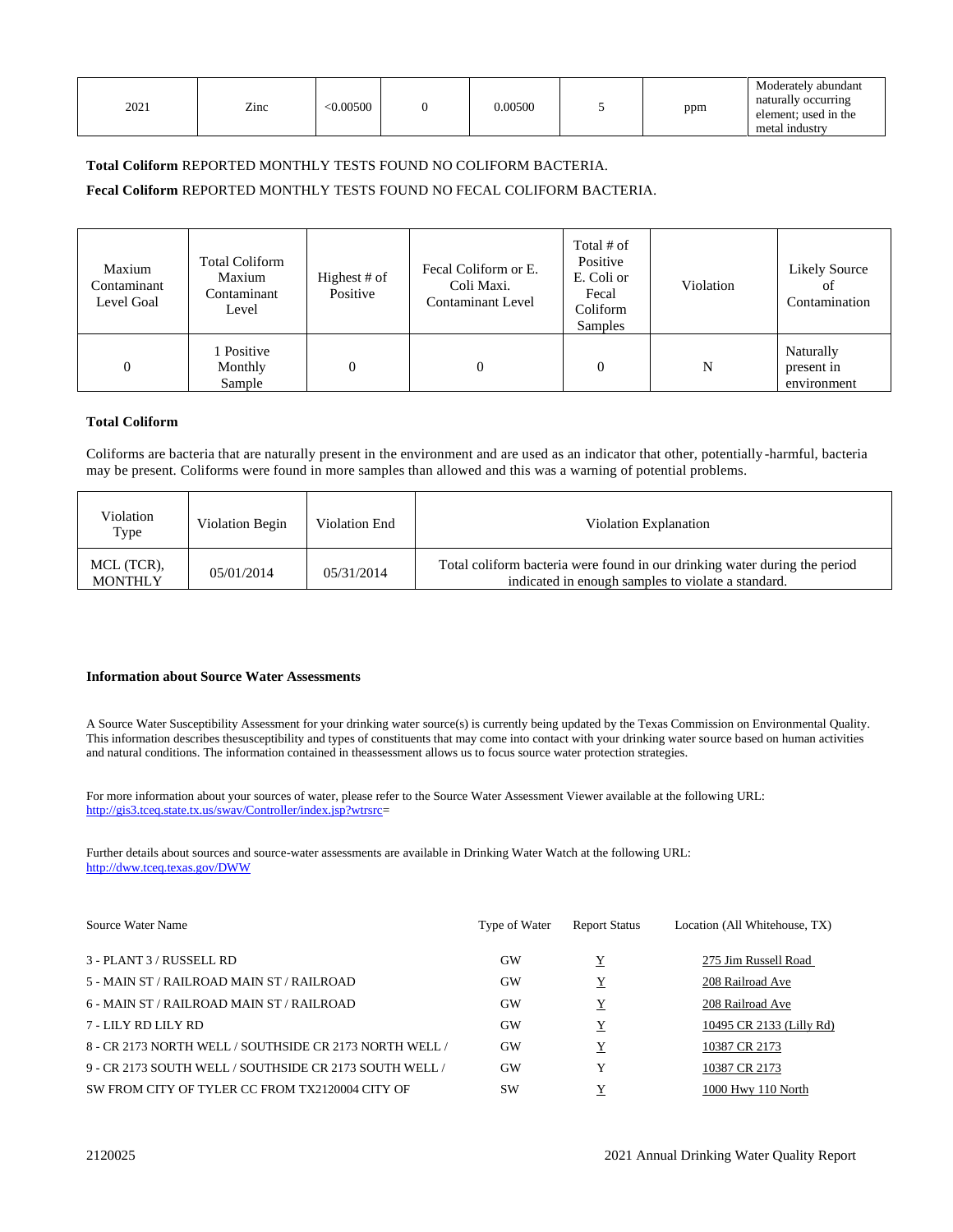| 2021 | Zinc | <0.00500 | 0 | 0.00500 | 5 | ppm | Moderately abundant naturally occurring element; used in the metal industry |
|---|---|---|---|---|---|---|---|

**Total Coliform** REPORTED MONTHLY TESTS FOUND NO COLIFORM BACTERIA.

**Fecal Coliform** REPORTED MONTHLY TESTS FOUND NO FECAL COLIFORM BACTERIA.

| Maxium Contaminant Level Goal | Total Coliform Maxium Contaminant Level | Highest # of Positive | Fecal Coliform or E. Coli Maxi. Contaminant Level | Total # of Positive E. Coli or Fecal Coliform Samples | Violation | Likely Source of Contamination |
|---|---|---|---|---|---|---|
| 0 | 1 Positive Monthly Sample | 0 | 0 | 0 | N | Naturally present in environment |

**Total Coliform**

Coliforms are bacteria that are naturally present in the environment and are used as an indicator that other, potentially-harmful, bacteria may be present. Coliforms were found in more samples than allowed and this was a warning of potential problems.

| Violation Type | Violation Begin | Violation End | Violation Explanation |
|---|---|---|---|
| MCL (TCR), MONTHLY | 05/01/2014 | 05/31/2014 | Total coliform bacteria were found in our drinking water during the period indicated in enough samples to violate a standard. |

**Information about Source Water Assessments**

A Source Water Susceptibility Assessment for your drinking water source(s) is currently being updated by the Texas Commission on Environmental Quality. This information describes thesusceptibility and types of constituents that may come into contact with your drinking water source based on human activities and natural conditions. The information contained in theassessment allows us to focus source water protection strategies.

For more information about your sources of water, please refer to the Source Water Assessment Viewer available at the following URL: http://gis3.tceq.state.tx.us/swav/Controller/index.jsp?wtrsrc=

Further details about sources and source-water assessments are available in Drinking Water Watch at the following URL: http://dww.tceq.texas.gov/DWW

| Source Water Name | Type of Water | Report Status | Location (All Whitehouse, TX) |
|---|---|---|---|
| 3 - PLANT 3 / RUSSELL RD | GW | Y | 275 Jim Russell Road |
| 5 - MAIN ST / RAILROAD MAIN ST / RAILROAD | GW | Y | 208 Railroad Ave |
| 6 - MAIN ST / RAILROAD MAIN ST / RAILROAD | GW | Y | 208 Railroad Ave |
| 7 - LILY RD LILY RD | GW | Y | 10495 CR 2133 (Lilly Rd) |
| 8 - CR 2173 NORTH WELL / SOUTHSIDE CR 2173 NORTH WELL / | GW | Y | 10387 CR 2173 |
| 9 - CR 2173 SOUTH WELL / SOUTHSIDE CR 2173 SOUTH WELL / | GW | Y | 10387 CR 2173 |
| SW FROM CITY OF TYLER CC FROM TX2120004 CITY OF | SW | Y | 1000 Hwy 110 North |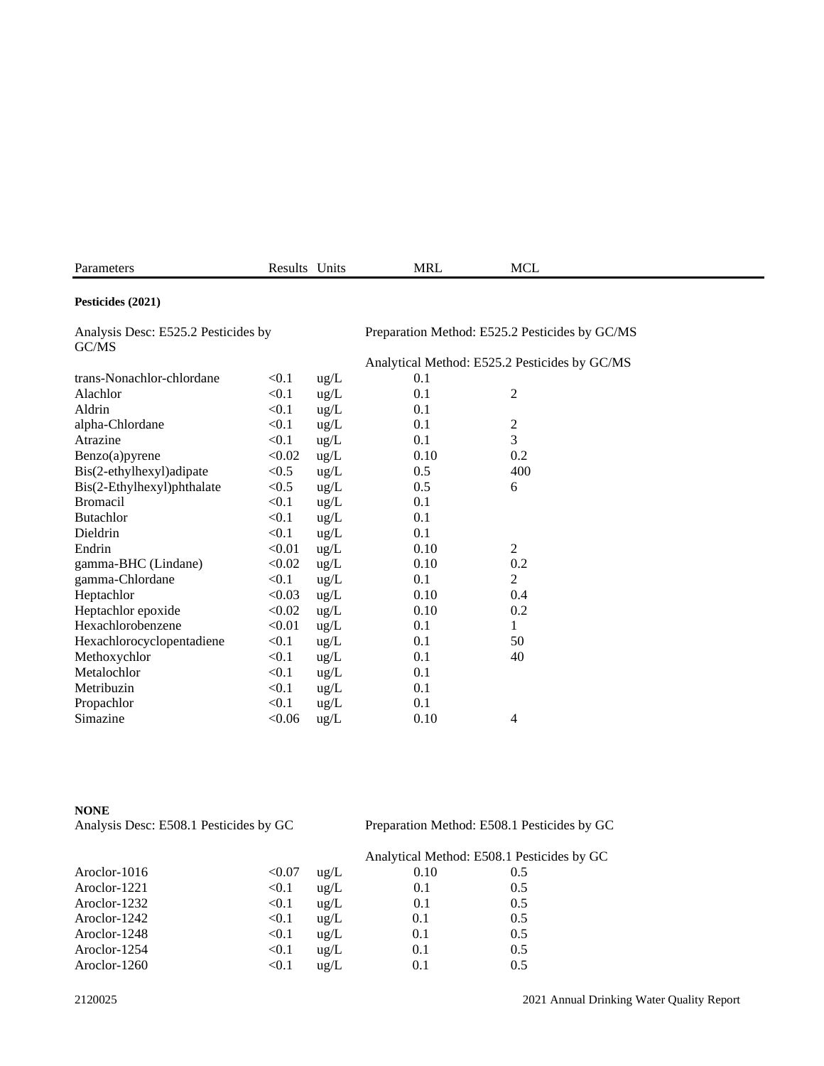| Parameters | Results | Units | MRL | MCL |
|---|---|---|---|---|

**Pesticides (2021)**

Analysis Desc: E525.2 Pesticides by GC/MS

Preparation Method: E525.2 Pesticides by GC/MS

Analytical Method: E525.2 Pesticides by GC/MS

| Parameters | Results | Units | MRL | MCL |
|---|---|---|---|---|
| trans-Nonachlor-chlordane | <0.1 | ug/L | 0.1 | |
| Alachlor | <0.1 | ug/L | 0.1 | 2 |
| Aldrin | <0.1 | ug/L | 0.1 | |
| alpha-Chlordane | <0.1 | ug/L | 0.1 | 2 |
| Atrazine | <0.1 | ug/L | 0.1 | 3 |
| Benzo(a)pyrene | <0.02 | ug/L | 0.10 | 0.2 |
| Bis(2-ethylhexyl)adipate | <0.5 | ug/L | 0.5 | 400 |
| Bis(2-Ethylhexyl)phthalate | <0.5 | ug/L | 0.5 | 6 |
| Bromacil | <0.1 | ug/L | 0.1 | |
| Butachlor | <0.1 | ug/L | 0.1 | |
| Dieldrin | <0.1 | ug/L | 0.1 | |
| Endrin | <0.01 | ug/L | 0.10 | 2 |
| gamma-BHC (Lindane) | <0.02 | ug/L | 0.10 | 0.2 |
| gamma-Chlordane | <0.1 | ug/L | 0.1 | 2 |
| Heptachlor | <0.03 | ug/L | 0.10 | 0.4 |
| Heptachlor epoxide | <0.02 | ug/L | 0.10 | 0.2 |
| Hexachlorobenzene | <0.01 | ug/L | 0.1 | 1 |
| Hexachlorocyclopentadiene | <0.1 | ug/L | 0.1 | 50 |
| Methoxychlor | <0.1 | ug/L | 0.1 | 40 |
| Metalochlor | <0.1 | ug/L | 0.1 | |
| Metribuzin | <0.1 | ug/L | 0.1 | |
| Propachlor | <0.1 | ug/L | 0.1 | |
| Simazine | <0.06 | ug/L | 0.10 | 4 |

**NONE**

Analysis Desc: E508.1 Pesticides by GC

Preparation Method: E508.1 Pesticides by GC

Analytical Method: E508.1 Pesticides by GC

| Parameters | Results | Units | MRL | MCL |
|---|---|---|---|---|
| Aroclor-1016 | <0.07 | ug/L | 0.10 | 0.5 |
| Aroclor-1221 | <0.1 | ug/L | 0.1 | 0.5 |
| Aroclor-1232 | <0.1 | ug/L | 0.1 | 0.5 |
| Aroclor-1242 | <0.1 | ug/L | 0.1 | 0.5 |
| Aroclor-1248 | <0.1 | ug/L | 0.1 | 0.5 |
| Aroclor-1254 | <0.1 | ug/L | 0.1 | 0.5 |
| Aroclor-1260 | <0.1 | ug/L | 0.1 | 0.5 |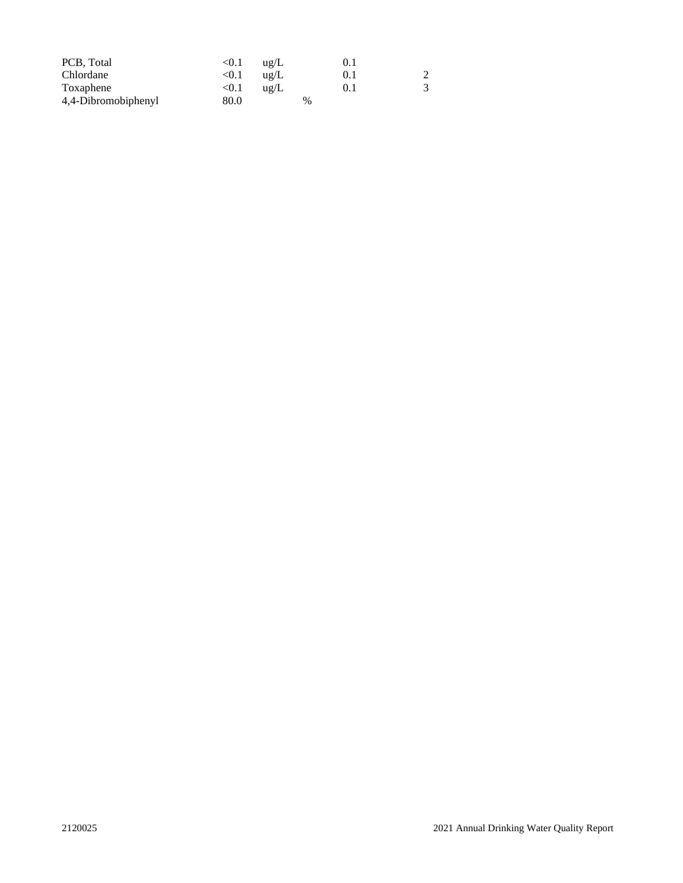| | | | | | |
|---|---|---|---|---|---|
| PCB, Total | <0.1 | ug/L | | 0.1 | |
| Chlordane | <0.1 | ug/L | | 0.1 | 2 |
| Toxaphene | <0.1 | ug/L | | 0.1 | 3 |
| 4,4-Dibromobiphenyl | 80.0 | | % | | |